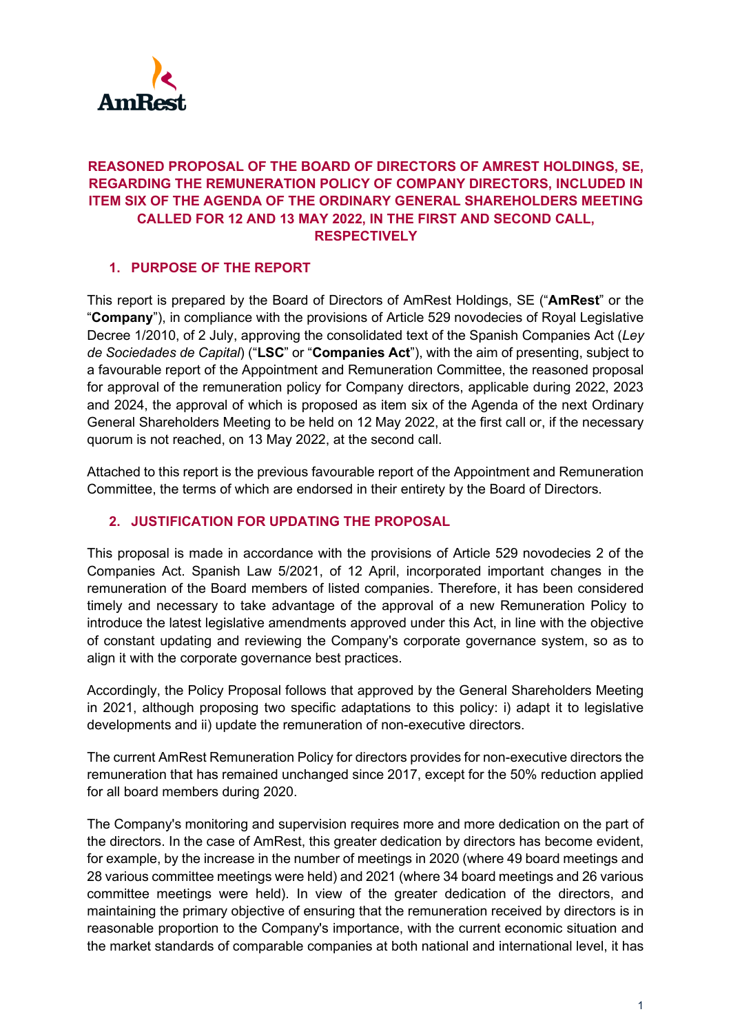# REASONED PROPOSAL OF THE BOARD OF DIRECTORS OF AMREST HOLDINGS, SE, REGARDING THE REMUNERATION POLICY OF COMPANY DIRECTORS, INCLUDED IN ITEM SIX OF THE AGENDA OF THE ORDINARY GENERAL SHAREHOLDERS MEETING CALLED FOR 12 AND 13 MAY 2022, IN THE FIRST AND SECOND CALL, RESPECTIVELY

## 1. PURPOSE OF THE REPORT

This report is prepared by the Board of Directors of AmRest Holdings, SE ("**AmRest**" or the "**Company**"), in compliance with the provisions of Article 529 novodecies of Royal Legislative Decree 1/2010, of 2 July, approving the consolidated text of the Spanish Companies Act (*Ley de Sociedades de Capital*) ("**LSC**" or "**Companies Act**"), with the aim of presenting, subject to a favourable report of the Appointment and Remuneration Committee, the reasoned proposal for approval of the remuneration policy for Company directors, applicable during 2022, 2023 and 2024, the approval of which is proposed as item six of the Agenda of the next Ordinary General Shareholders Meeting to be held on 12 May 2022, at the first call or, if the necessary quorum is not reached, on 13 May 2022, at the second call.

Attached to this report is the previous favourable report of the Appointment and Remuneration Committee, the terms of which are endorsed in their entirety by the Board of Directors.

## 2. JUSTIFICATION FOR UPDATING THE PROPOSAL

This proposal is made in accordance with the provisions of Article 529 novodecies 2 of the Companies Act. Spanish Law 5/2021, of 12 April, incorporated important changes in the remuneration of the Board members of listed companies. Therefore, it has been considered timely and necessary to take advantage of the approval of a new Remuneration Policy to introduce the latest legislative amendments approved under this Act, in line with the objective of constant updating and reviewing the Company's corporate governance system, so as to align it with the corporate governance best practices.

Accordingly, the Policy Proposal follows that approved by the General Shareholders Meeting in 2021, although proposing two specific adaptations to this policy: i) adapt it to legislative developments and ii) update the remuneration of non-executive directors.

The current AmRest Remuneration Policy for directors provides for non-executive directors the remuneration that has remained unchanged since 2017, except for the 50% reduction applied for all board members during 2020.

The Company's monitoring and supervision requires more and more dedication on the part of the directors. In the case of AmRest, this greater dedication by directors has become evident, for example, by the increase in the number of meetings in 2020 (where 49 board meetings and 28 various committee meetings were held) and 2021 (where 34 board meetings and 26 various committee meetings were held). In view of the greater dedication of the directors, and maintaining the primary objective of ensuring that the remuneration received by directors is in reasonable proportion to the Company's importance, with the current economic situation and the market standards of comparable companies at both national and international level, it has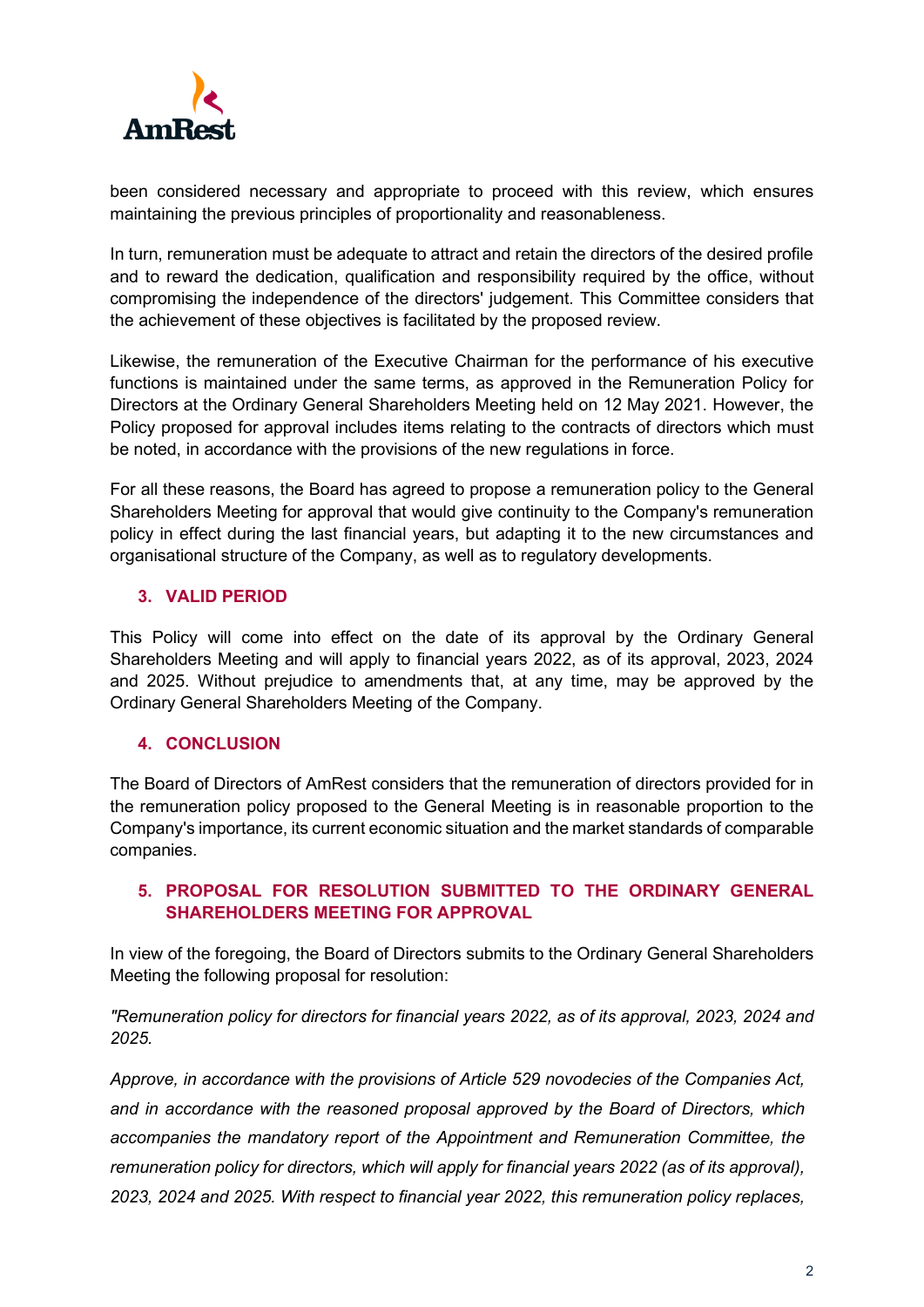been considered necessary and appropriate to proceed with this review, which ensures maintaining the previous principles of proportionality and reasonableness.

In turn, remuneration must be adequate to attract and retain the directors of the desired profile and to reward the dedication, qualification and responsibility required by the office, without compromising the independence of the directors' judgement. This Committee considers that the achievement of these objectives is facilitated by the proposed review.

Likewise, the remuneration of the Executive Chairman for the performance of his executive functions is maintained under the same terms, as approved in the Remuneration Policy for Directors at the Ordinary General Shareholders Meeting held on 12 May 2021. However, the Policy proposed for approval includes items relating to the contracts of directors which must be noted, in accordance with the provisions of the new regulations in force.

For all these reasons, the Board has agreed to propose a remuneration policy to the General Shareholders Meeting for approval that would give continuity to the Company's remuneration policy in effect during the last financial years, but adapting it to the new circumstances and organisational structure of the Company, as well as to regulatory developments.

## 3. VALID PERIOD

This Policy will come into effect on the date of its approval by the Ordinary General Shareholders Meeting and will apply to financial years 2022, as of its approval, 2023, 2024 and 2025. Without prejudice to amendments that, at any time, may be approved by the Ordinary General Shareholders Meeting of the Company.

## 4. CONCLUSION

The Board of Directors of AmRest considers that the remuneration of directors provided for in the remuneration policy proposed to the General Meeting is in reasonable proportion to the Company's importance, its current economic situation and the market standards of comparable companies.

## 5. PROPOSAL FOR RESOLUTION SUBMITTED TO THE ORDINARY GENERAL SHAREHOLDERS MEETING FOR APPROVAL

In view of the foregoing, the Board of Directors submits to the Ordinary General Shareholders Meeting the following proposal for resolution:

*"Remuneration policy for directors for financial years 2022, as of its approval, 2023, 2024 and 2025.*

*Approve, in accordance with the provisions of Article 529 novodecies of the Companies Act, and in accordance with the reasoned proposal approved by the Board of Directors, which accompanies the mandatory report of the Appointment and Remuneration Committee, the remuneration policy for directors, which will apply for financial years 2022 (as of its approval), 2023, 2024 and 2025. With respect to financial year 2022, this remuneration policy replaces,*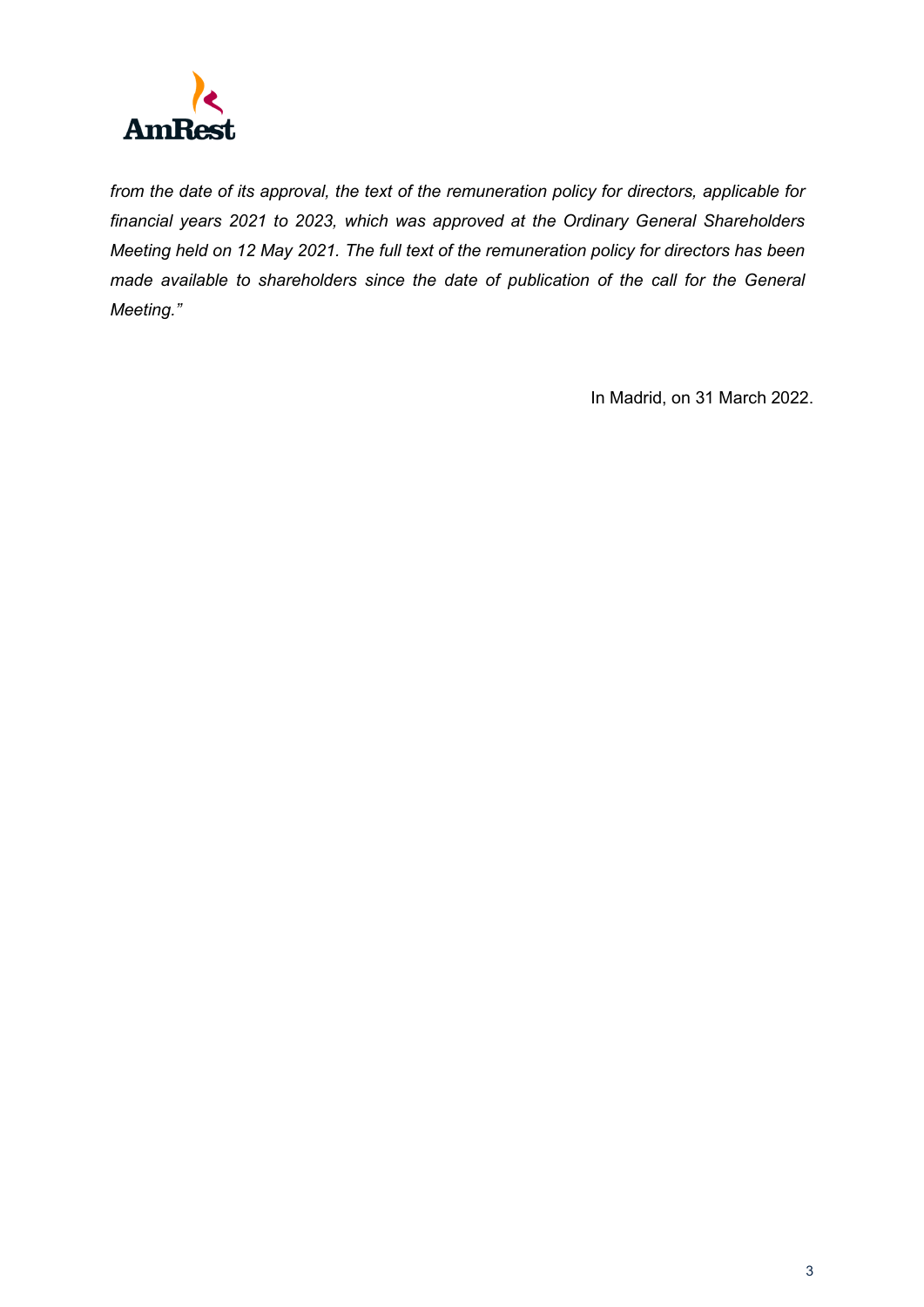*from the date of its approval, the text of the remuneration policy for directors, applicable for financial years 2021 to 2023, which was approved at the Ordinary General Shareholders Meeting held on 12 May 2021. The full text of the remuneration policy for directors has been made available to shareholders since the date of publication of the call for the General Meeting."*

In Madrid, on 31 March 2022.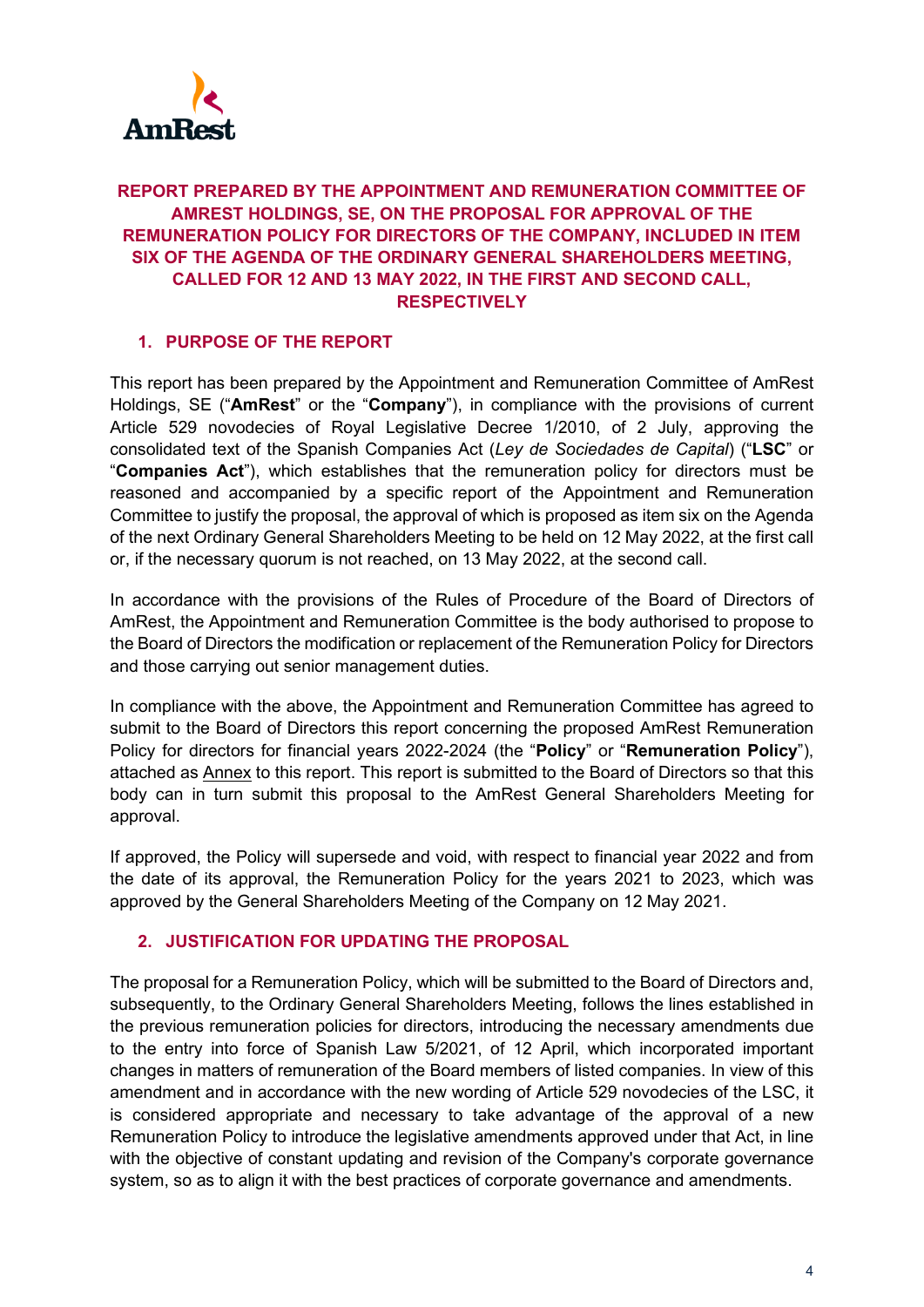# REPORT PREPARED BY THE APPOINTMENT AND REMUNERATION COMMITTEE OF AMREST HOLDINGS, SE, ON THE PROPOSAL FOR APPROVAL OF THE REMUNERATION POLICY FOR DIRECTORS OF THE COMPANY, INCLUDED IN ITEM SIX OF THE AGENDA OF THE ORDINARY GENERAL SHAREHOLDERS MEETING, CALLED FOR 12 AND 13 MAY 2022, IN THE FIRST AND SECOND CALL, RESPECTIVELY

## 1. PURPOSE OF THE REPORT

This report has been prepared by the Appointment and Remuneration Committee of AmRest Holdings, SE ("**AmRest**" or the "**Company**"), in compliance with the provisions of current Article 529 novodecies of Royal Legislative Decree 1/2010, of 2 July, approving the consolidated text of the Spanish Companies Act (*Ley de Sociedades de Capital*) ("**LSC**" or "**Companies Act**"), which establishes that the remuneration policy for directors must be reasoned and accompanied by a specific report of the Appointment and Remuneration Committee to justify the proposal, the approval of which is proposed as item six on the Agenda of the next Ordinary General Shareholders Meeting to be held on 12 May 2022, at the first call or, if the necessary quorum is not reached, on 13 May 2022, at the second call.

In accordance with the provisions of the Rules of Procedure of the Board of Directors of AmRest, the Appointment and Remuneration Committee is the body authorised to propose to the Board of Directors the modification or replacement of the Remuneration Policy for Directors and those carrying out senior management duties.

In compliance with the above, the Appointment and Remuneration Committee has agreed to submit to the Board of Directors this report concerning the proposed AmRest Remuneration Policy for directors for financial years 2022-2024 (the "**Policy**" or "**Remuneration Policy**"), attached as Annex to this report. This report is submitted to the Board of Directors so that this body can in turn submit this proposal to the AmRest General Shareholders Meeting for approval.

If approved, the Policy will supersede and void, with respect to financial year 2022 and from the date of its approval, the Remuneration Policy for the years 2021 to 2023, which was approved by the General Shareholders Meeting of the Company on 12 May 2021.

## 2. JUSTIFICATION FOR UPDATING THE PROPOSAL

The proposal for a Remuneration Policy, which will be submitted to the Board of Directors and, subsequently, to the Ordinary General Shareholders Meeting, follows the lines established in the previous remuneration policies for directors, introducing the necessary amendments due to the entry into force of Spanish Law 5/2021, of 12 April, which incorporated important changes in matters of remuneration of the Board members of listed companies. In view of this amendment and in accordance with the new wording of Article 529 novodecies of the LSC, it is considered appropriate and necessary to take advantage of the approval of a new Remuneration Policy to introduce the legislative amendments approved under that Act, in line with the objective of constant updating and revision of the Company's corporate governance system, so as to align it with the best practices of corporate governance and amendments.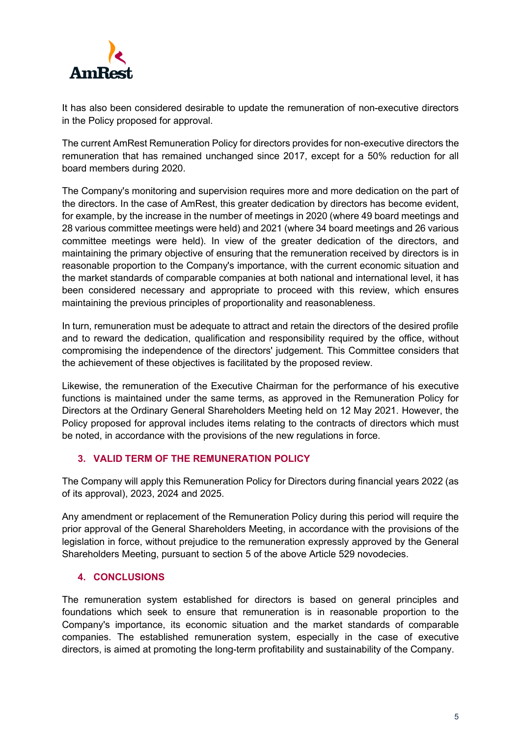It has also been considered desirable to update the remuneration of non-executive directors in the Policy proposed for approval.

The current AmRest Remuneration Policy for directors provides for non-executive directors the remuneration that has remained unchanged since 2017, except for a 50% reduction for all board members during 2020.

The Company's monitoring and supervision requires more and more dedication on the part of the directors. In the case of AmRest, this greater dedication by directors has become evident, for example, by the increase in the number of meetings in 2020 (where 49 board meetings and 28 various committee meetings were held) and 2021 (where 34 board meetings and 26 various committee meetings were held). In view of the greater dedication of the directors, and maintaining the primary objective of ensuring that the remuneration received by directors is in reasonable proportion to the Company's importance, with the current economic situation and the market standards of comparable companies at both national and international level, it has been considered necessary and appropriate to proceed with this review, which ensures maintaining the previous principles of proportionality and reasonableness.

In turn, remuneration must be adequate to attract and retain the directors of the desired profile and to reward the dedication, qualification and responsibility required by the office, without compromising the independence of the directors' judgement. This Committee considers that the achievement of these objectives is facilitated by the proposed review.

Likewise, the remuneration of the Executive Chairman for the performance of his executive functions is maintained under the same terms, as approved in the Remuneration Policy for Directors at the Ordinary General Shareholders Meeting held on 12 May 2021. However, the Policy proposed for approval includes items relating to the contracts of directors which must be noted, in accordance with the provisions of the new regulations in force.

## 3. VALID TERM OF THE REMUNERATION POLICY

The Company will apply this Remuneration Policy for Directors during financial years 2022 (as of its approval), 2023, 2024 and 2025.

Any amendment or replacement of the Remuneration Policy during this period will require the prior approval of the General Shareholders Meeting, in accordance with the provisions of the legislation in force, without prejudice to the remuneration expressly approved by the General Shareholders Meeting, pursuant to section 5 of the above Article 529 novodecies.

## 4. CONCLUSIONS

The remuneration system established for directors is based on general principles and foundations which seek to ensure that remuneration is in reasonable proportion to the Company's importance, its economic situation and the market standards of comparable companies. The established remuneration system, especially in the case of executive directors, is aimed at promoting the long-term profitability and sustainability of the Company.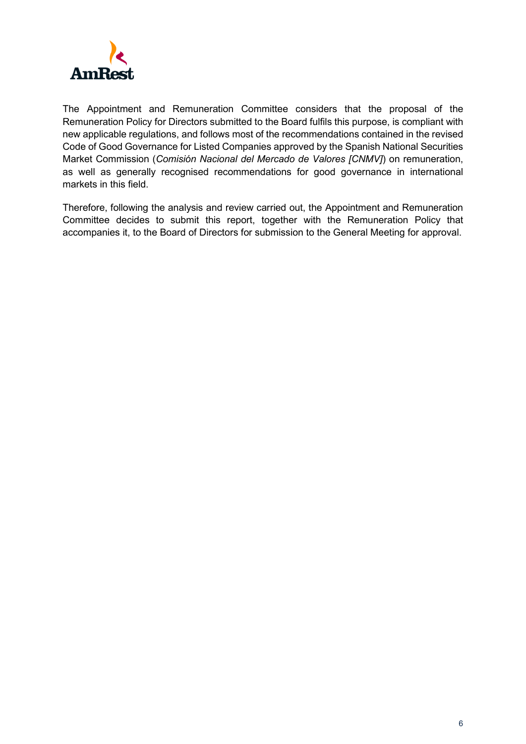The Appointment and Remuneration Committee considers that the proposal of the Remuneration Policy for Directors submitted to the Board fulfils this purpose, is compliant with new applicable regulations, and follows most of the recommendations contained in the revised Code of Good Governance for Listed Companies approved by the Spanish National Securities Market Commission (*Comisión Nacional del Mercado de Valores [CNMV]*) on remuneration, as well as generally recognised recommendations for good governance in international markets in this field.

Therefore, following the analysis and review carried out, the Appointment and Remuneration Committee decides to submit this report, together with the Remuneration Policy that accompanies it, to the Board of Directors for submission to the General Meeting for approval.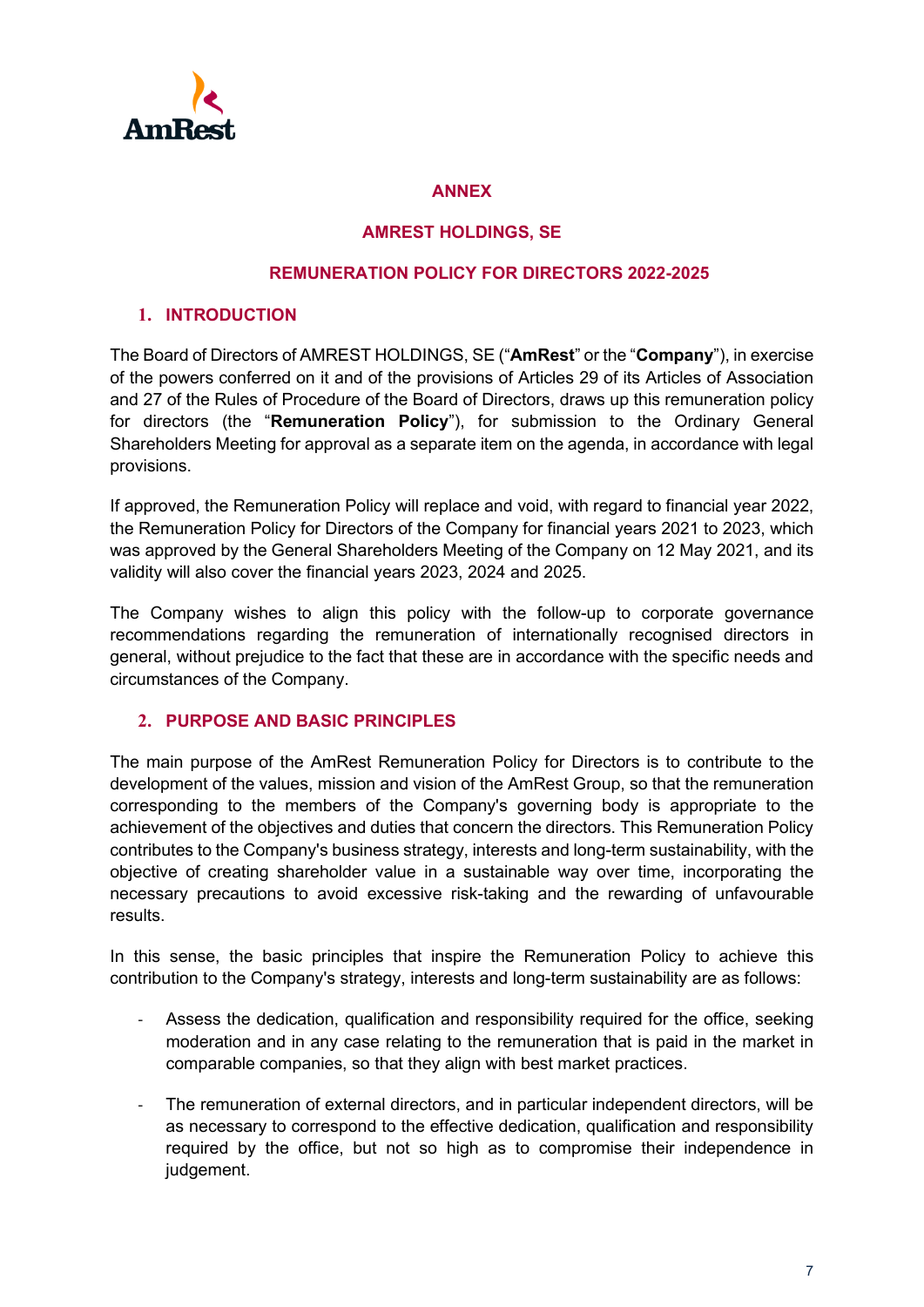**ANNEX**

**AMREST HOLDINGS, SE**

**REMUNERATION POLICY FOR DIRECTORS 2022-2025**

## 1. INTRODUCTION

The Board of Directors of AMREST HOLDINGS, SE ("**AmRest**" or the "**Company**"), in exercise of the powers conferred on it and of the provisions of Articles 29 of its Articles of Association and 27 of the Rules of Procedure of the Board of Directors, draws up this remuneration policy for directors (the "**Remuneration Policy**"), for submission to the Ordinary General Shareholders Meeting for approval as a separate item on the agenda, in accordance with legal provisions.

If approved, the Remuneration Policy will replace and void, with regard to financial year 2022, the Remuneration Policy for Directors of the Company for financial years 2021 to 2023, which was approved by the General Shareholders Meeting of the Company on 12 May 2021, and its validity will also cover the financial years 2023, 2024 and 2025.

The Company wishes to align this policy with the follow-up to corporate governance recommendations regarding the remuneration of internationally recognised directors in general, without prejudice to the fact that these are in accordance with the specific needs and circumstances of the Company.

## 2. PURPOSE AND BASIC PRINCIPLES

The main purpose of the AmRest Remuneration Policy for Directors is to contribute to the development of the values, mission and vision of the AmRest Group, so that the remuneration corresponding to the members of the Company's governing body is appropriate to the achievement of the objectives and duties that concern the directors. This Remuneration Policy contributes to the Company's business strategy, interests and long-term sustainability, with the objective of creating shareholder value in a sustainable way over time, incorporating the necessary precautions to avoid excessive risk-taking and the rewarding of unfavourable results.

In this sense, the basic principles that inspire the Remuneration Policy to achieve this contribution to the Company's strategy, interests and long-term sustainability are as follows:

- Assess the dedication, qualification and responsibility required for the office, seeking moderation and in any case relating to the remuneration that is paid in the market in comparable companies, so that they align with best market practices.

- The remuneration of external directors, and in particular independent directors, will be as necessary to correspond to the effective dedication, qualification and responsibility required by the office, but not so high as to compromise their independence in judgement.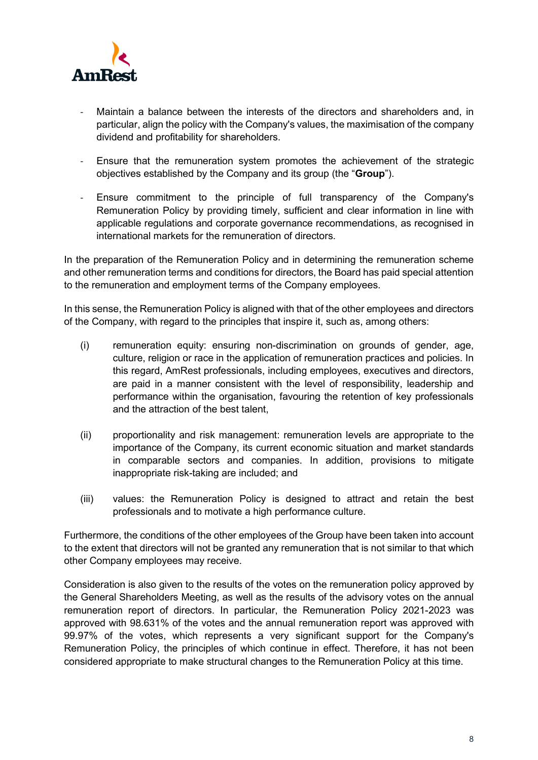- Maintain a balance between the interests of the directors and shareholders and, in particular, align the policy with the Company's values, the maximisation of the company dividend and profitability for shareholders.

- Ensure that the remuneration system promotes the achievement of the strategic objectives established by the Company and its group (the "**Group**").

- Ensure commitment to the principle of full transparency of the Company's Remuneration Policy by providing timely, sufficient and clear information in line with applicable regulations and corporate governance recommendations, as recognised in international markets for the remuneration of directors.

In the preparation of the Remuneration Policy and in determining the remuneration scheme and other remuneration terms and conditions for directors, the Board has paid special attention to the remuneration and employment terms of the Company employees.

In this sense, the Remuneration Policy is aligned with that of the other employees and directors of the Company, with regard to the principles that inspire it, such as, among others:

(i) remuneration equity: ensuring non-discrimination on grounds of gender, age, culture, religion or race in the application of remuneration practices and policies. In this regard, AmRest professionals, including employees, executives and directors, are paid in a manner consistent with the level of responsibility, leadership and performance within the organisation, favouring the retention of key professionals and the attraction of the best talent,

(ii) proportionality and risk management: remuneration levels are appropriate to the importance of the Company, its current economic situation and market standards in comparable sectors and companies. In addition, provisions to mitigate inappropriate risk-taking are included; and

(iii) values: the Remuneration Policy is designed to attract and retain the best professionals and to motivate a high performance culture.

Furthermore, the conditions of the other employees of the Group have been taken into account to the extent that directors will not be granted any remuneration that is not similar to that which other Company employees may receive.

Consideration is also given to the results of the votes on the remuneration policy approved by the General Shareholders Meeting, as well as the results of the advisory votes on the annual remuneration report of directors. In particular, the Remuneration Policy 2021-2023 was approved with 98.631% of the votes and the annual remuneration report was approved with 99.97% of the votes, which represents a very significant support for the Company's Remuneration Policy, the principles of which continue in effect. Therefore, it has not been considered appropriate to make structural changes to the Remuneration Policy at this time.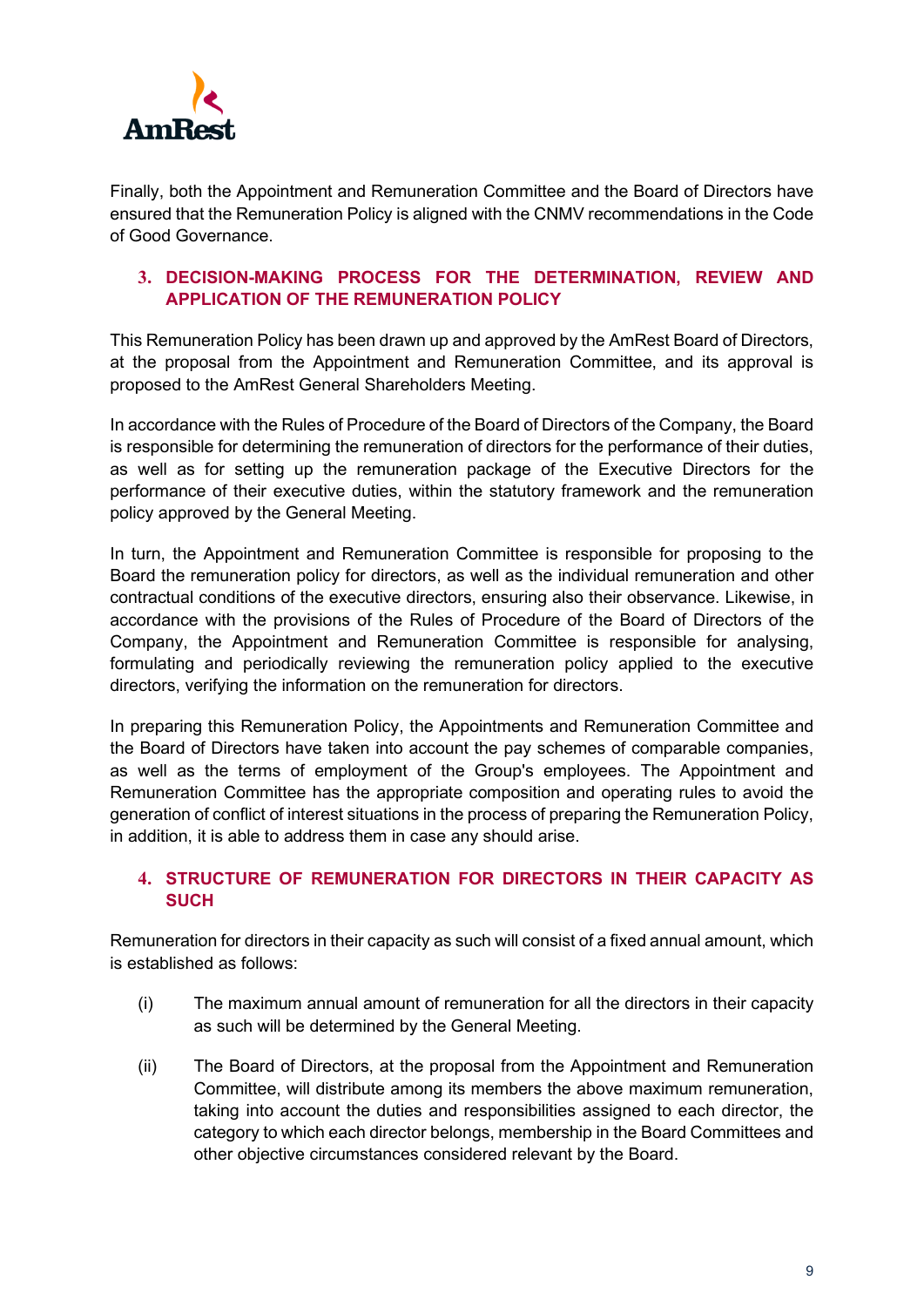Finally, both the Appointment and Remuneration Committee and the Board of Directors have ensured that the Remuneration Policy is aligned with the CNMV recommendations in the Code of Good Governance.

## 3. DECISION-MAKING PROCESS FOR THE DETERMINATION, REVIEW AND APPLICATION OF THE REMUNERATION POLICY

This Remuneration Policy has been drawn up and approved by the AmRest Board of Directors, at the proposal from the Appointment and Remuneration Committee, and its approval is proposed to the AmRest General Shareholders Meeting.

In accordance with the Rules of Procedure of the Board of Directors of the Company, the Board is responsible for determining the remuneration of directors for the performance of their duties, as well as for setting up the remuneration package of the Executive Directors for the performance of their executive duties, within the statutory framework and the remuneration policy approved by the General Meeting.

In turn, the Appointment and Remuneration Committee is responsible for proposing to the Board the remuneration policy for directors, as well as the individual remuneration and other contractual conditions of the executive directors, ensuring also their observance. Likewise, in accordance with the provisions of the Rules of Procedure of the Board of Directors of the Company, the Appointment and Remuneration Committee is responsible for analysing, formulating and periodically reviewing the remuneration policy applied to the executive directors, verifying the information on the remuneration for directors.

In preparing this Remuneration Policy, the Appointments and Remuneration Committee and the Board of Directors have taken into account the pay schemes of comparable companies, as well as the terms of employment of the Group's employees. The Appointment and Remuneration Committee has the appropriate composition and operating rules to avoid the generation of conflict of interest situations in the process of preparing the Remuneration Policy, in addition, it is able to address them in case any should arise.

## 4. STRUCTURE OF REMUNERATION FOR DIRECTORS IN THEIR CAPACITY AS SUCH

Remuneration for directors in their capacity as such will consist of a fixed annual amount, which is established as follows:

(i) The maximum annual amount of remuneration for all the directors in their capacity as such will be determined by the General Meeting.

(ii) The Board of Directors, at the proposal from the Appointment and Remuneration Committee, will distribute among its members the above maximum remuneration, taking into account the duties and responsibilities assigned to each director, the category to which each director belongs, membership in the Board Committees and other objective circumstances considered relevant by the Board.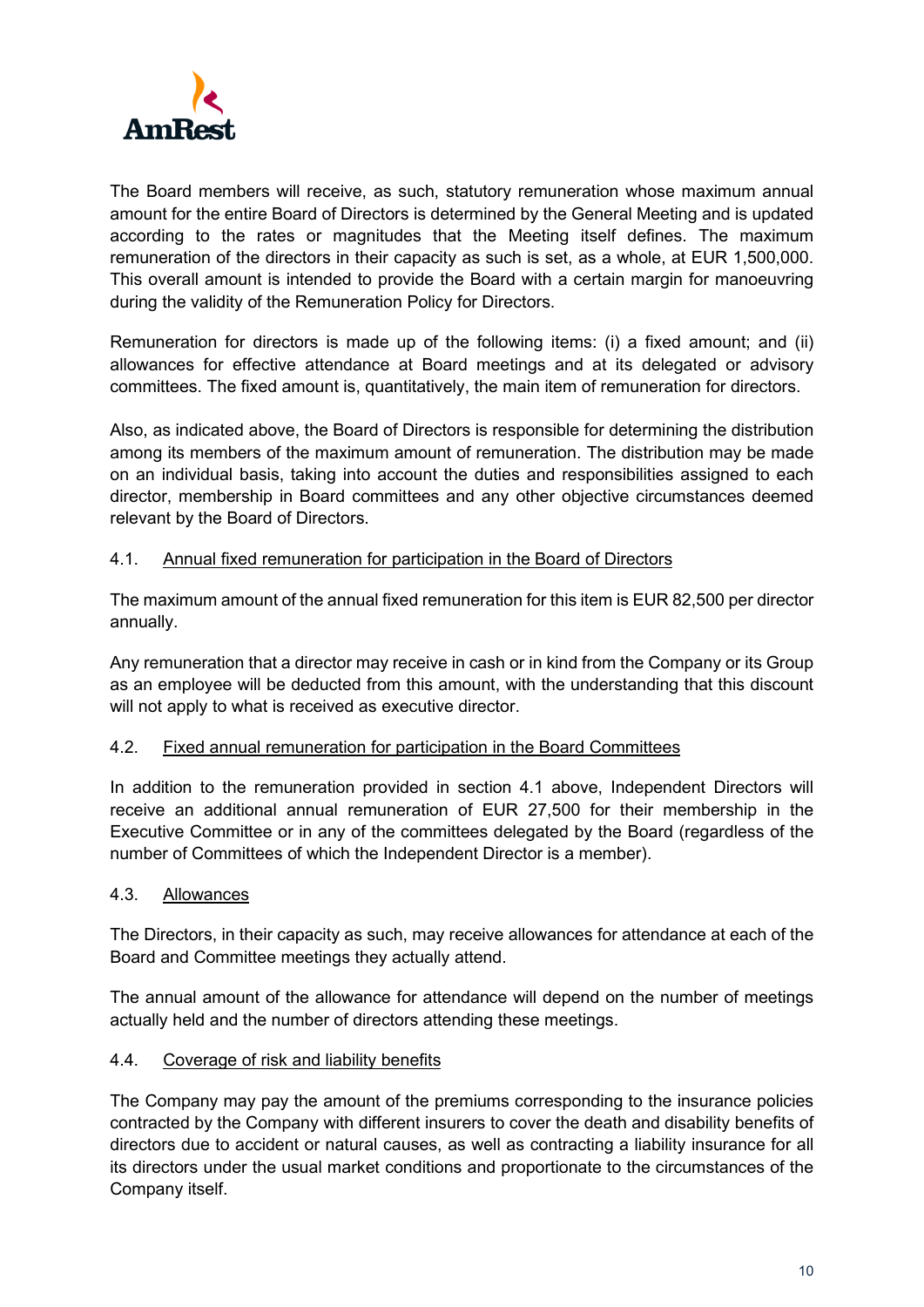The Board members will receive, as such, statutory remuneration whose maximum annual amount for the entire Board of Directors is determined by the General Meeting and is updated according to the rates or magnitudes that the Meeting itself defines. The maximum remuneration of the directors in their capacity as such is set, as a whole, at EUR 1,500,000. This overall amount is intended to provide the Board with a certain margin for manoeuvring during the validity of the Remuneration Policy for Directors.

Remuneration for directors is made up of the following items: (i) a fixed amount; and (ii) allowances for effective attendance at Board meetings and at its delegated or advisory committees. The fixed amount is, quantitatively, the main item of remuneration for directors.

Also, as indicated above, the Board of Directors is responsible for determining the distribution among its members of the maximum amount of remuneration. The distribution may be made on an individual basis, taking into account the duties and responsibilities assigned to each director, membership in Board committees and any other objective circumstances deemed relevant by the Board of Directors.

### 4.1. Annual fixed remuneration for participation in the Board of Directors

The maximum amount of the annual fixed remuneration for this item is EUR 82,500 per director annually.

Any remuneration that a director may receive in cash or in kind from the Company or its Group as an employee will be deducted from this amount, with the understanding that this discount will not apply to what is received as executive director.

### 4.2. Fixed annual remuneration for participation in the Board Committees

In addition to the remuneration provided in section 4.1 above, Independent Directors will receive an additional annual remuneration of EUR 27,500 for their membership in the Executive Committee or in any of the committees delegated by the Board (regardless of the number of Committees of which the Independent Director is a member).

### 4.3. Allowances

The Directors, in their capacity as such, may receive allowances for attendance at each of the Board and Committee meetings they actually attend.

The annual amount of the allowance for attendance will depend on the number of meetings actually held and the number of directors attending these meetings.

### 4.4. Coverage of risk and liability benefits

The Company may pay the amount of the premiums corresponding to the insurance policies contracted by the Company with different insurers to cover the death and disability benefits of directors due to accident or natural causes, as well as contracting a liability insurance for all its directors under the usual market conditions and proportionate to the circumstances of the Company itself.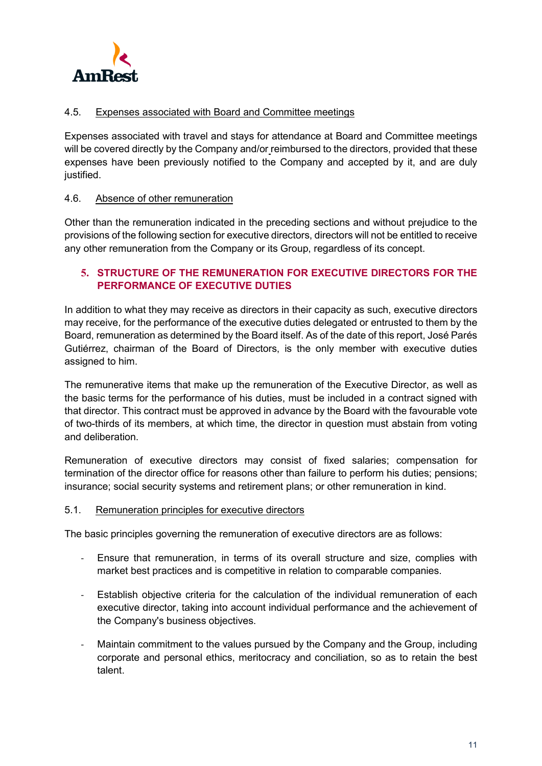### 4.5. Expenses associated with Board and Committee meetings

Expenses associated with travel and stays for attendance at Board and Committee meetings will be covered directly by the Company and/or reimbursed to the directors, provided that these expenses have been previously notified to the Company and accepted by it, and are duly justified.

### 4.6. Absence of other remuneration

Other than the remuneration indicated in the preceding sections and without prejudice to the provisions of the following section for executive directors, directors will not be entitled to receive any other remuneration from the Company or its Group, regardless of its concept.

## 5. STRUCTURE OF THE REMUNERATION FOR EXECUTIVE DIRECTORS FOR THE PERFORMANCE OF EXECUTIVE DUTIES

In addition to what they may receive as directors in their capacity as such, executive directors may receive, for the performance of the executive duties delegated or entrusted to them by the Board, remuneration as determined by the Board itself. As of the date of this report, José Parés Gutiérrez, chairman of the Board of Directors, is the only member with executive duties assigned to him.

The remunerative items that make up the remuneration of the Executive Director, as well as the basic terms for the performance of his duties, must be included in a contract signed with that director. This contract must be approved in advance by the Board with the favourable vote of two-thirds of its members, at which time, the director in question must abstain from voting and deliberation.

Remuneration of executive directors may consist of fixed salaries; compensation for termination of the director office for reasons other than failure to perform his duties; pensions; insurance; social security systems and retirement plans; or other remuneration in kind.

### 5.1. Remuneration principles for executive directors

The basic principles governing the remuneration of executive directors are as follows:

- Ensure that remuneration, in terms of its overall structure and size, complies with market best practices and is competitive in relation to comparable companies.
- Establish objective criteria for the calculation of the individual remuneration of each executive director, taking into account individual performance and the achievement of the Company's business objectives.
- Maintain commitment to the values pursued by the Company and the Group, including corporate and personal ethics, meritocracy and conciliation, so as to retain the best talent.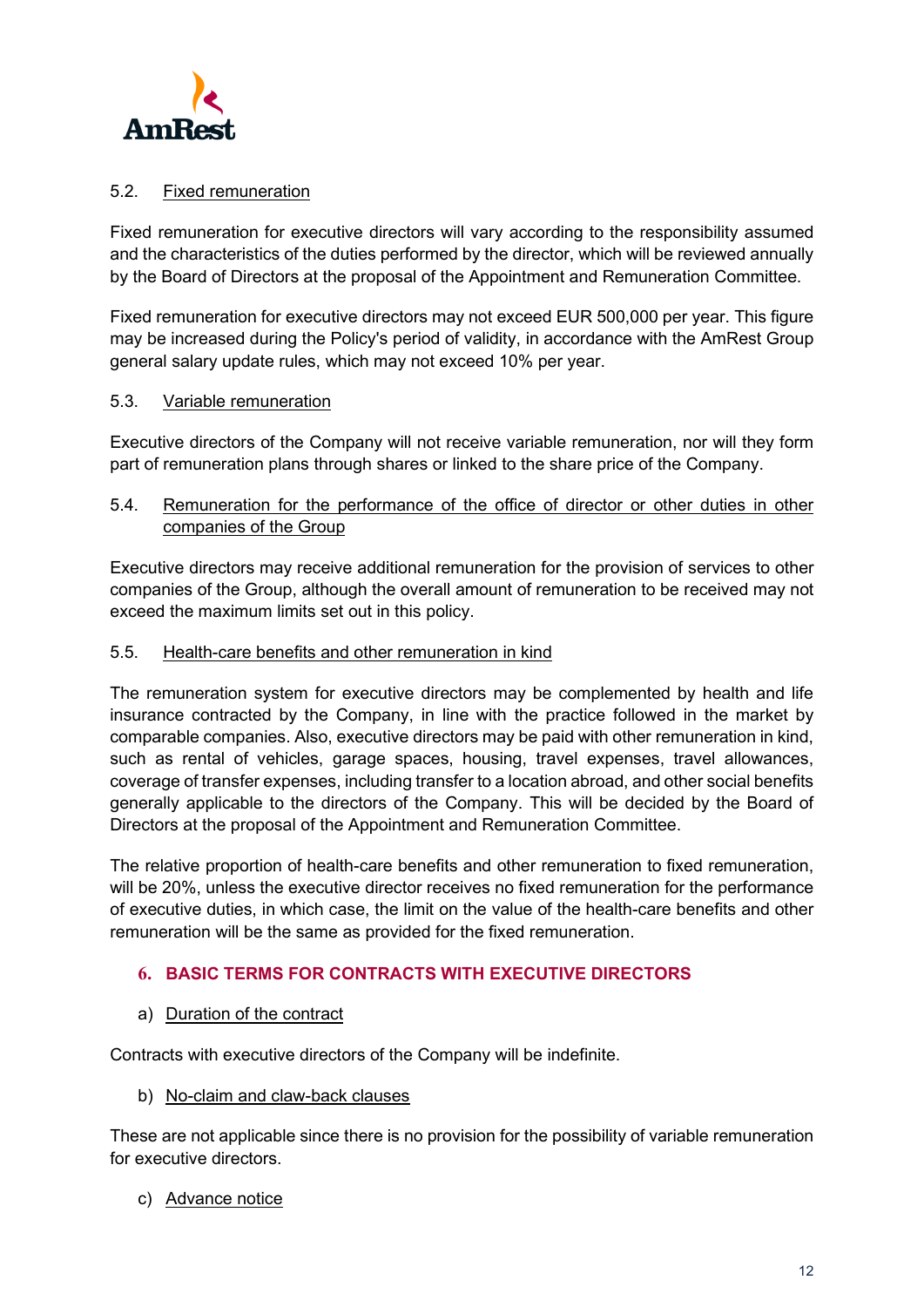### 5.2. Fixed remuneration

Fixed remuneration for executive directors will vary according to the responsibility assumed and the characteristics of the duties performed by the director, which will be reviewed annually by the Board of Directors at the proposal of the Appointment and Remuneration Committee.

Fixed remuneration for executive directors may not exceed EUR 500,000 per year. This figure may be increased during the Policy's period of validity, in accordance with the AmRest Group general salary update rules, which may not exceed 10% per year.

### 5.3. Variable remuneration

Executive directors of the Company will not receive variable remuneration, nor will they form part of remuneration plans through shares or linked to the share price of the Company.

### 5.4. Remuneration for the performance of the office of director or other duties in other companies of the Group

Executive directors may receive additional remuneration for the provision of services to other companies of the Group, although the overall amount of remuneration to be received may not exceed the maximum limits set out in this policy.

### 5.5. Health-care benefits and other remuneration in kind

The remuneration system for executive directors may be complemented by health and life insurance contracted by the Company, in line with the practice followed in the market by comparable companies. Also, executive directors may be paid with other remuneration in kind, such as rental of vehicles, garage spaces, housing, travel expenses, travel allowances, coverage of transfer expenses, including transfer to a location abroad, and other social benefits generally applicable to the directors of the Company. This will be decided by the Board of Directors at the proposal of the Appointment and Remuneration Committee.

The relative proportion of health-care benefits and other remuneration to fixed remuneration, will be 20%, unless the executive director receives no fixed remuneration for the performance of executive duties, in which case, the limit on the value of the health-care benefits and other remuneration will be the same as provided for the fixed remuneration.

## 6. BASIC TERMS FOR CONTRACTS WITH EXECUTIVE DIRECTORS

a) Duration of the contract

Contracts with executive directors of the Company will be indefinite.

b) No-claim and claw-back clauses

These are not applicable since there is no provision for the possibility of variable remuneration for executive directors.

c) Advance notice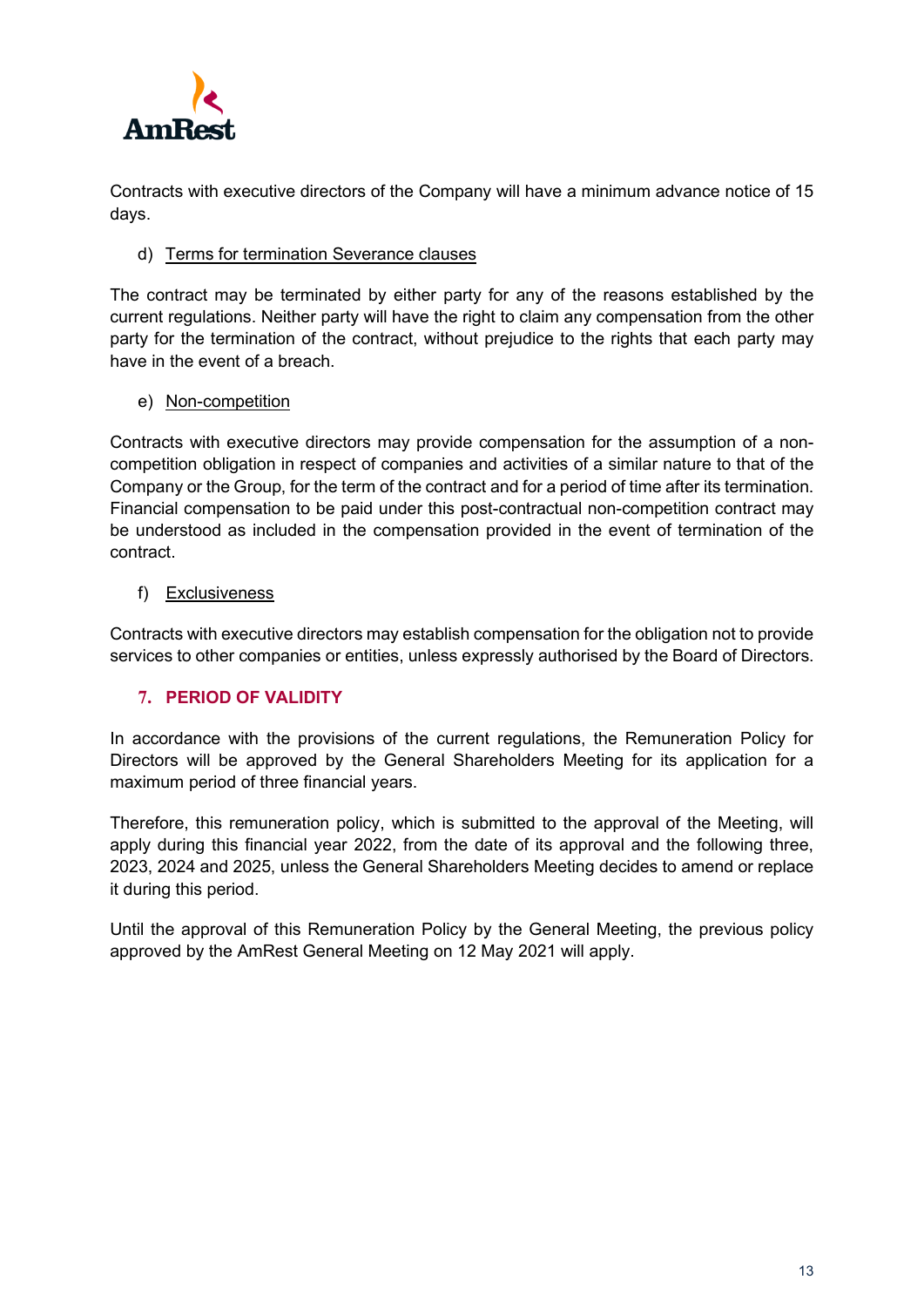Contracts with executive directors of the Company will have a minimum advance notice of 15 days.

d) Terms for termination Severance clauses

The contract may be terminated by either party for any of the reasons established by the current regulations. Neither party will have the right to claim any compensation from the other party for the termination of the contract, without prejudice to the rights that each party may have in the event of a breach.

e) Non-competition

Contracts with executive directors may provide compensation for the assumption of a non-competition obligation in respect of companies and activities of a similar nature to that of the Company or the Group, for the term of the contract and for a period of time after its termination. Financial compensation to be paid under this post-contractual non-competition contract may be understood as included in the compensation provided in the event of termination of the contract.

f) Exclusiveness

Contracts with executive directors may establish compensation for the obligation not to provide services to other companies or entities, unless expressly authorised by the Board of Directors.

## 7. PERIOD OF VALIDITY

In accordance with the provisions of the current regulations, the Remuneration Policy for Directors will be approved by the General Shareholders Meeting for its application for a maximum period of three financial years.

Therefore, this remuneration policy, which is submitted to the approval of the Meeting, will apply during this financial year 2022, from the date of its approval and the following three, 2023, 2024 and 2025, unless the General Shareholders Meeting decides to amend or replace it during this period.

Until the approval of this Remuneration Policy by the General Meeting, the previous policy approved by the AmRest General Meeting on 12 May 2021 will apply.